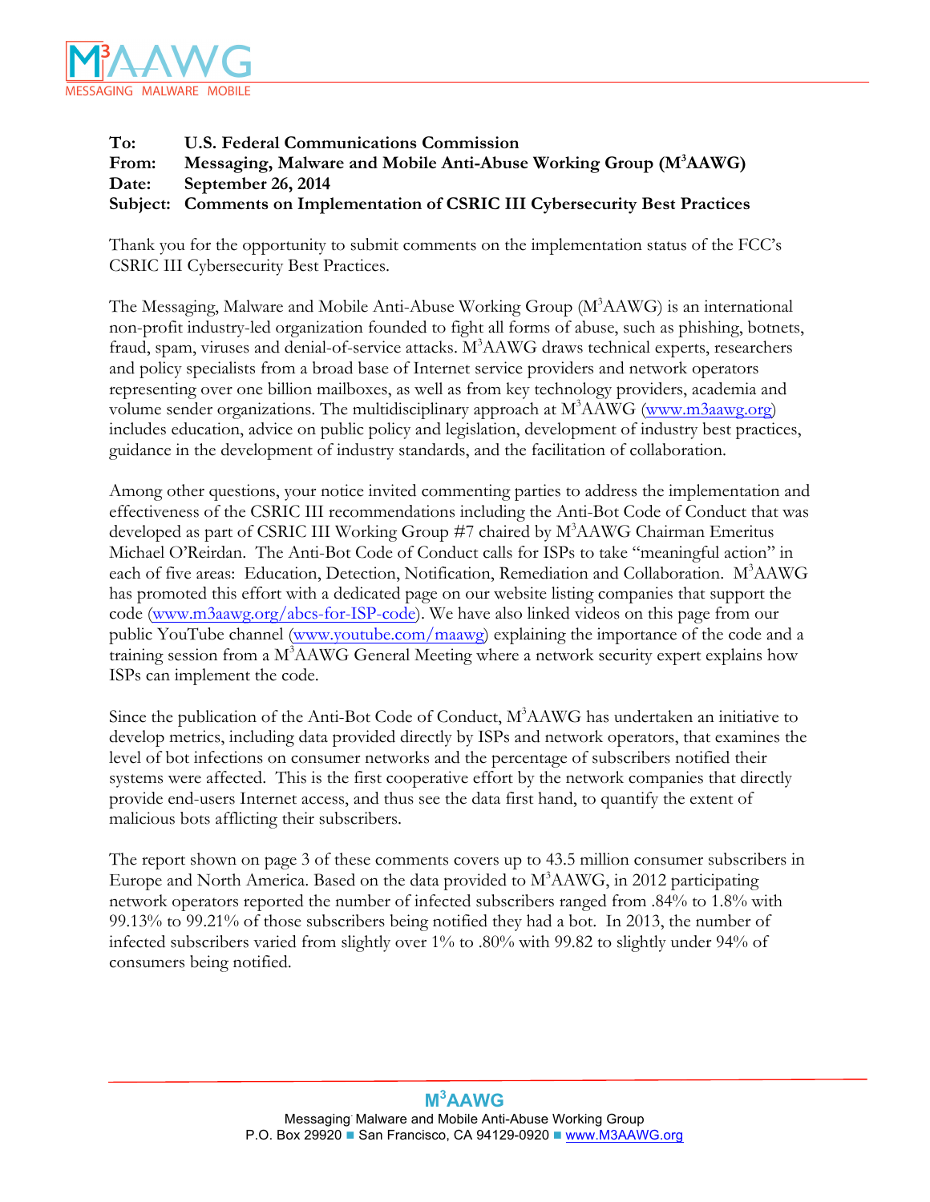**To:** U.S. Federal Communications Commission
**From:** Messaging, Malware and Mobile Anti-Abuse Working Group (M[3]AAWG)
**Date:** September 26, 2014
**Subject:** Comments on Implementation of CSRIC III Cybersecurity Best Practices

Thank you for the opportunity to submit comments on the implementation status of the FCC's CSRIC III Cybersecurity Best Practices.

The Messaging, Malware and Mobile Anti-Abuse Working Group (M[3]AAWG) is an international non-profit industry-led organization founded to fight all forms of abuse, such as phishing, botnets, fraud, spam, viruses and denial-of-service attacks. M[3]AAWG draws technical experts, researchers and policy specialists from a broad base of Internet service providers and network operators representing over one billion mailboxes, as well as from key technology providers, academia and volume sender organizations. The multidisciplinary approach at M[3]AAWG (www.m3aawg.org) includes education, advice on public policy and legislation, development of industry best practices, guidance in the development of industry standards, and the facilitation of collaboration.

Among other questions, your notice invited commenting parties to address the implementation and effectiveness of the CSRIC III recommendations including the Anti-Bot Code of Conduct that was developed as part of CSRIC III Working Group #7 chaired by M[3]AAWG Chairman Emeritus Michael O'Reirdan. The Anti-Bot Code of Conduct calls for ISPs to take "meaningful action" in each of five areas: Education, Detection, Notification, Remediation and Collaboration. M[3]AAWG has promoted this effort with a dedicated page on our website listing companies that support the code (www.m3aawg.org/abcs-for-ISP-code). We have also linked videos on this page from our public YouTube channel (www.youtube.com/maawg) explaining the importance of the code and a training session from a M[3]AAWG General Meeting where a network security expert explains how ISPs can implement the code.

Since the publication of the Anti-Bot Code of Conduct, M[3]AAWG has undertaken an initiative to develop metrics, including data provided directly by ISPs and network operators, that examines the level of bot infections on consumer networks and the percentage of subscribers notified their systems were affected. This is the first cooperative effort by the network companies that directly provide end-users Internet access, and thus see the data first hand, to quantify the extent of malicious bots afflicting their subscribers.

The report shown on page 3 of these comments covers up to 43.5 million consumer subscribers in Europe and North America. Based on the data provided to M[3]AAWG, in 2012 participating network operators reported the number of infected subscribers ranged from .84% to 1.8% with 99.13% to 99.21% of those subscribers being notified they had a bot. In 2013, the number of infected subscribers varied from slightly over 1% to .80% with 99.82 to slightly under 94% of consumers being notified.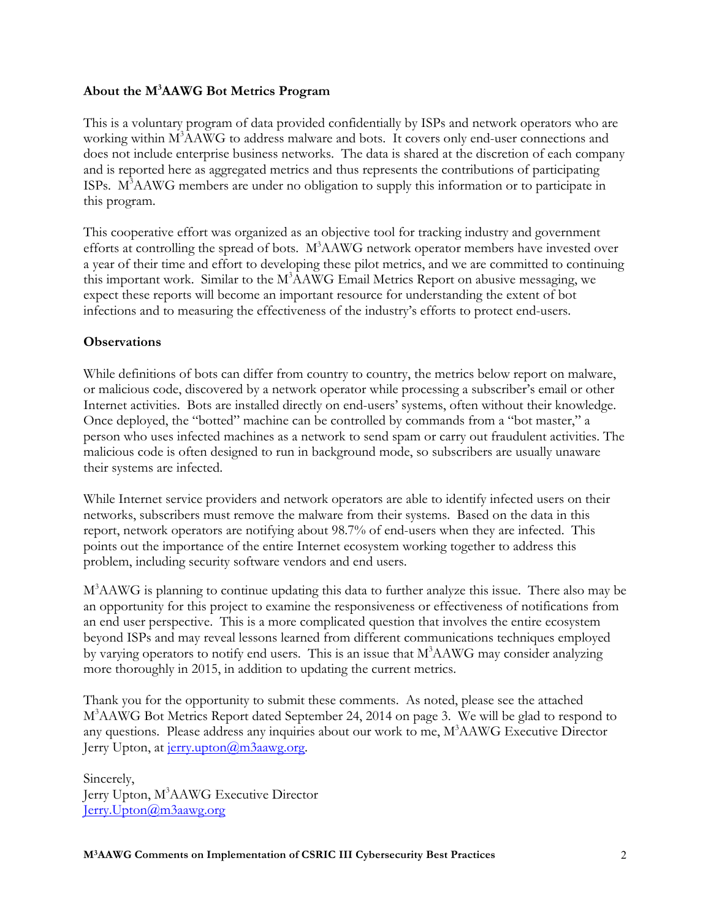**About the M$^3$AAWG Bot Metrics Program**

This is a voluntary program of data provided confidentially by ISPs and network operators who are working within M$^3$AAWG to address malware and bots. It covers only end-user connections and does not include enterprise business networks. The data is shared at the discretion of each company and is reported here as aggregated metrics and thus represents the contributions of participating ISPs. M$^3$AAWG members are under no obligation to supply this information or to participate in this program.

This cooperative effort was organized as an objective tool for tracking industry and government efforts at controlling the spread of bots. M$^3$AAWG network operator members have invested over a year of their time and effort to developing these pilot metrics, and we are committed to continuing this important work. Similar to the M$^3$AAWG Email Metrics Report on abusive messaging, we expect these reports will become an important resource for understanding the extent of bot infections and to measuring the effectiveness of the industry's efforts to protect end-users.

**Observations**

While definitions of bots can differ from country to country, the metrics below report on malware, or malicious code, discovered by a network operator while processing a subscriber's email or other Internet activities. Bots are installed directly on end-users' systems, often without their knowledge. Once deployed, the "botted" machine can be controlled by commands from a "bot master," a person who uses infected machines as a network to send spam or carry out fraudulent activities. The malicious code is often designed to run in background mode, so subscribers are usually unaware their systems are infected.

While Internet service providers and network operators are able to identify infected users on their networks, subscribers must remove the malware from their systems. Based on the data in this report, network operators are notifying about 98.7% of end-users when they are infected. This points out the importance of the entire Internet ecosystem working together to address this problem, including security software vendors and end users.

M$^3$AAWG is planning to continue updating this data to further analyze this issue. There also may be an opportunity for this project to examine the responsiveness or effectiveness of notifications from an end user perspective. This is a more complicated question that involves the entire ecosystem beyond ISPs and may reveal lessons learned from different communications techniques employed by varying operators to notify end users. This is an issue that M$^3$AAWG may consider analyzing more thoroughly in 2015, in addition to updating the current metrics.

Thank you for the opportunity to submit these comments. As noted, please see the attached M$^3$AAWG Bot Metrics Report dated September 24, 2014 on page 3. We will be glad to respond to any questions. Please address any inquiries about our work to me, M$^3$AAWG Executive Director Jerry Upton, at [jerry.upton@m3aawg.org](mailto:jerry.upton@m3aawg.org).

Sincerely,
Jerry Upton, M$^3$AAWG Executive Director
[Jerry.Upton@m3aawg.org](mailto:Jerry.Upton@m3aawg.org)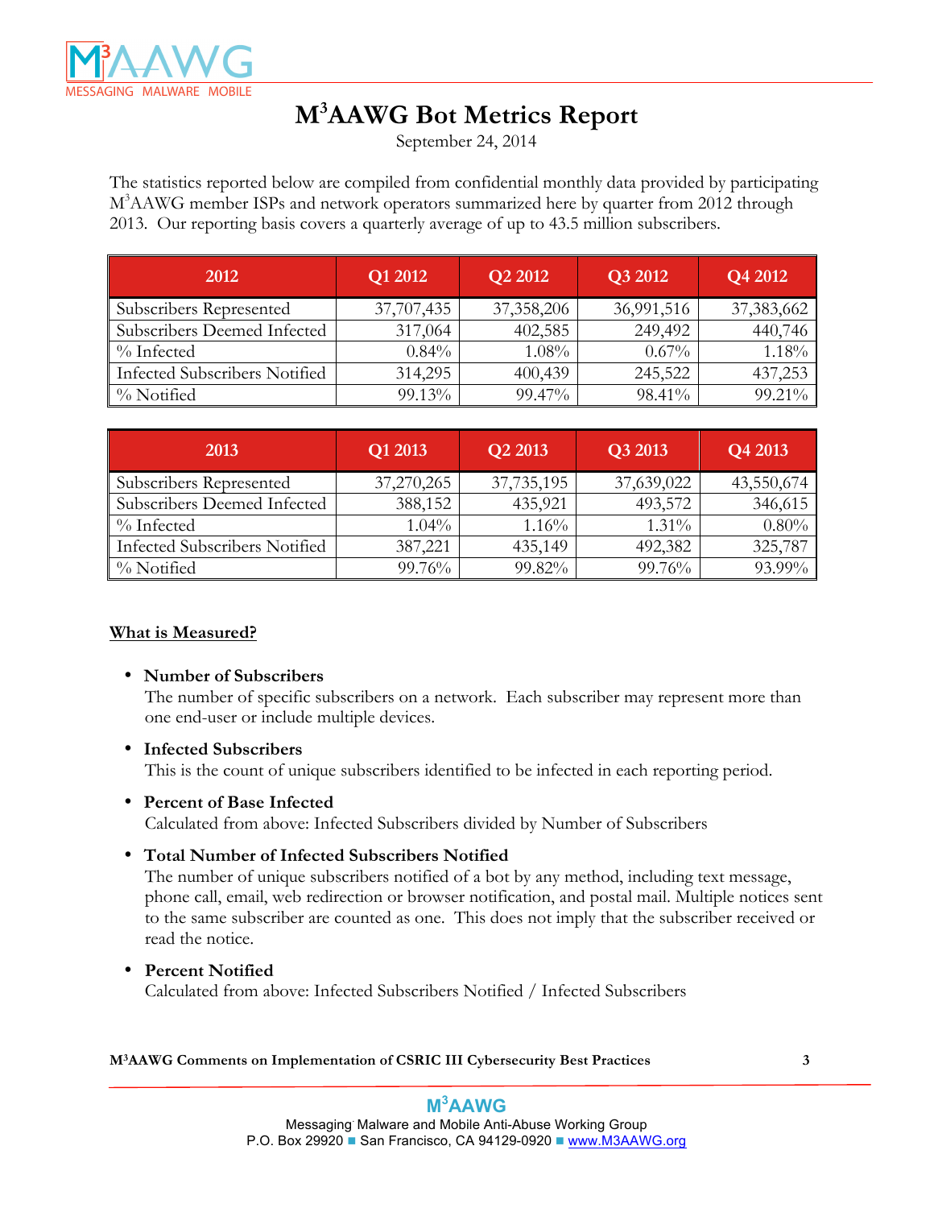# M³AAWG Bot Metrics Report

September 24, 2014

The statistics reported below are compiled from confidential monthly data provided by participating M³AAWG member ISPs and network operators summarized here by quarter from 2012 through 2013. Our reporting basis covers a quarterly average of up to 43.5 million subscribers.

| 2012 | Q1 2012 | Q2 2012 | Q3 2012 | Q4 2012 |
|---|---|---|---|---|
| Subscribers Represented | 37,707,435 | 37,358,206 | 36,991,516 | 37,383,662 |
| Subscribers Deemed Infected | 317,064 | 402,585 | 249,492 | 440,746 |
| % Infected | 0.84% | 1.08% | 0.67% | 1.18% |
| Infected Subscribers Notified | 314,295 | 400,439 | 245,522 | 437,253 |
| % Notified | 99.13% | 99.47% | 98.41% | 99.21% |

| 2013 | Q1 2013 | Q2 2013 | Q3 2013 | Q4 2013 |
|---|---|---|---|---|
| Subscribers Represented | 37,270,265 | 37,735,195 | 37,639,022 | 43,550,674 |
| Subscribers Deemed Infected | 388,152 | 435,921 | 493,572 | 346,615 |
| % Infected | 1.04% | 1.16% | 1.31% | 0.80% |
| Infected Subscribers Notified | 387,221 | 435,149 | 492,382 | 325,787 |
| % Notified | 99.76% | 99.82% | 99.76% | 93.99% |

## What is Measured?

- **Number of Subscribers**
  The number of specific subscribers on a network. Each subscriber may represent more than one end-user or include multiple devices.

- **Infected Subscribers**
  This is the count of unique subscribers identified to be infected in each reporting period.

- **Percent of Base Infected**
  Calculated from above: Infected Subscribers divided by Number of Subscribers

- **Total Number of Infected Subscribers Notified**
  The number of unique subscribers notified of a bot by any method, including text message, phone call, email, web redirection or browser notification, and postal mail. Multiple notices sent to the same subscriber are counted as one. This does not imply that the subscriber received or read the notice.

- **Percent Notified**
  Calculated from above: Infected Subscribers Notified / Infected Subscribers